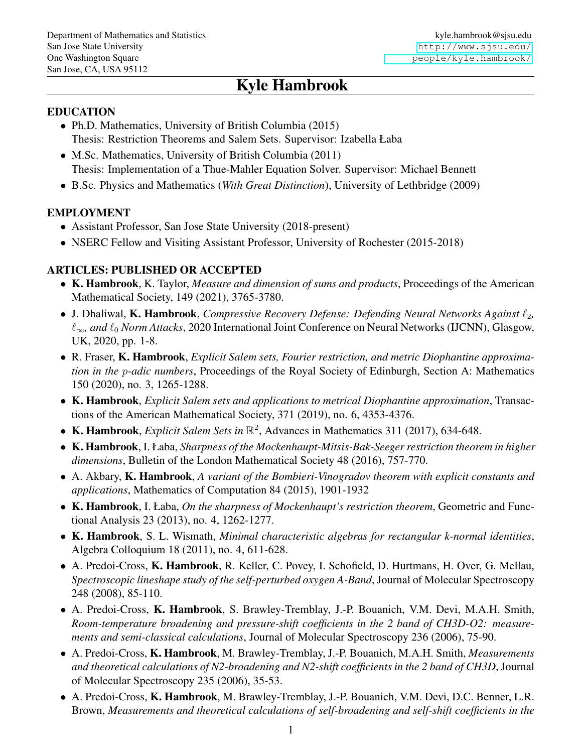Department of Mathematics and Statistics
San Jose State University
One Washington Square
San Jose, CA, USA 95112

kyle.hambrook@sjsu.edu
http://www.sjsu.edu/people/kyle.hambrook/

# Kyle Hambrook

## EDUCATION

- Ph.D. Mathematics, University of British Columbia (2015)
  Thesis: Restriction Theorems and Salem Sets. Supervisor: Izabella Łaba
- M.Sc. Mathematics, University of British Columbia (2011)
  Thesis: Implementation of a Thue-Mahler Equation Solver. Supervisor: Michael Bennett
- B.Sc. Physics and Mathematics (*With Great Distinction*), University of Lethbridge (2009)

## EMPLOYMENT

- Assistant Professor, San Jose State University (2018-present)
- NSERC Fellow and Visiting Assistant Professor, University of Rochester (2015-2018)

## ARTICLES: PUBLISHED OR ACCEPTED

- **K. Hambrook**, K. Taylor, *Measure and dimension of sums and products*, Proceedings of the American Mathematical Society, 149 (2021), 3765-3780.
- J. Dhaliwal, **K. Hambrook**, *Compressive Recovery Defense: Defending Neural Networks Against $\ell_2$, $\ell_\infty$, and $\ell_0$ Norm Attacks*, 2020 International Joint Conference on Neural Networks (IJCNN), Glasgow, UK, 2020, pp. 1-8.
- R. Fraser, **K. Hambrook**, *Explicit Salem sets, Fourier restriction, and metric Diophantine approximation in the $p$-adic numbers*, Proceedings of the Royal Society of Edinburgh, Section A: Mathematics 150 (2020), no. 3, 1265-1288.
- **K. Hambrook**, *Explicit Salem sets and applications to metrical Diophantine approximation*, Transactions of the American Mathematical Society, 371 (2019), no. 6, 4353-4376.
- **K. Hambrook**, *Explicit Salem Sets in $\mathbb{R}^2$*, Advances in Mathematics 311 (2017), 634-648.
- **K. Hambrook**, I. Łaba, *Sharpness of the Mockenhaupt-Mitsis-Bak-Seeger restriction theorem in higher dimensions*, Bulletin of the London Mathematical Society 48 (2016), 757-770.
- A. Akbary, **K. Hambrook**, *A variant of the Bombieri-Vinogradov theorem with explicit constants and applications*, Mathematics of Computation 84 (2015), 1901-1932
- **K. Hambrook**, I. Łaba, *On the sharpness of Mockenhaupt's restriction theorem*, Geometric and Functional Analysis 23 (2013), no. 4, 1262-1277.
- **K. Hambrook**, S. L. Wismath, *Minimal characteristic algebras for rectangular k-normal identities*, Algebra Colloquium 18 (2011), no. 4, 611-628.
- A. Predoi-Cross, **K. Hambrook**, R. Keller, C. Povey, I. Schofield, D. Hurtmans, H. Over, G. Mellau, *Spectroscopic lineshape study of the self-perturbed oxygen A-Band*, Journal of Molecular Spectroscopy 248 (2008), 85-110.
- A. Predoi-Cross, **K. Hambrook**, S. Brawley-Tremblay, J.-P. Bouanich, V.M. Devi, M.A.H. Smith, *Room-temperature broadening and pressure-shift coefficients in the 2 band of CH3D-O2: measurements and semi-classical calculations*, Journal of Molecular Spectroscopy 236 (2006), 75-90.
- A. Predoi-Cross, **K. Hambrook**, M. Brawley-Tremblay, J.-P. Bouanich, M.A.H. Smith, *Measurements and theoretical calculations of N2-broadening and N2-shift coefficients in the 2 band of CH3D*, Journal of Molecular Spectroscopy 235 (2006), 35-53.
- A. Predoi-Cross, **K. Hambrook**, M. Brawley-Tremblay, J.-P. Bouanich, V.M. Devi, D.C. Benner, L.R. Brown, *Measurements and theoretical calculations of self-broadening and self-shift coefficients in the*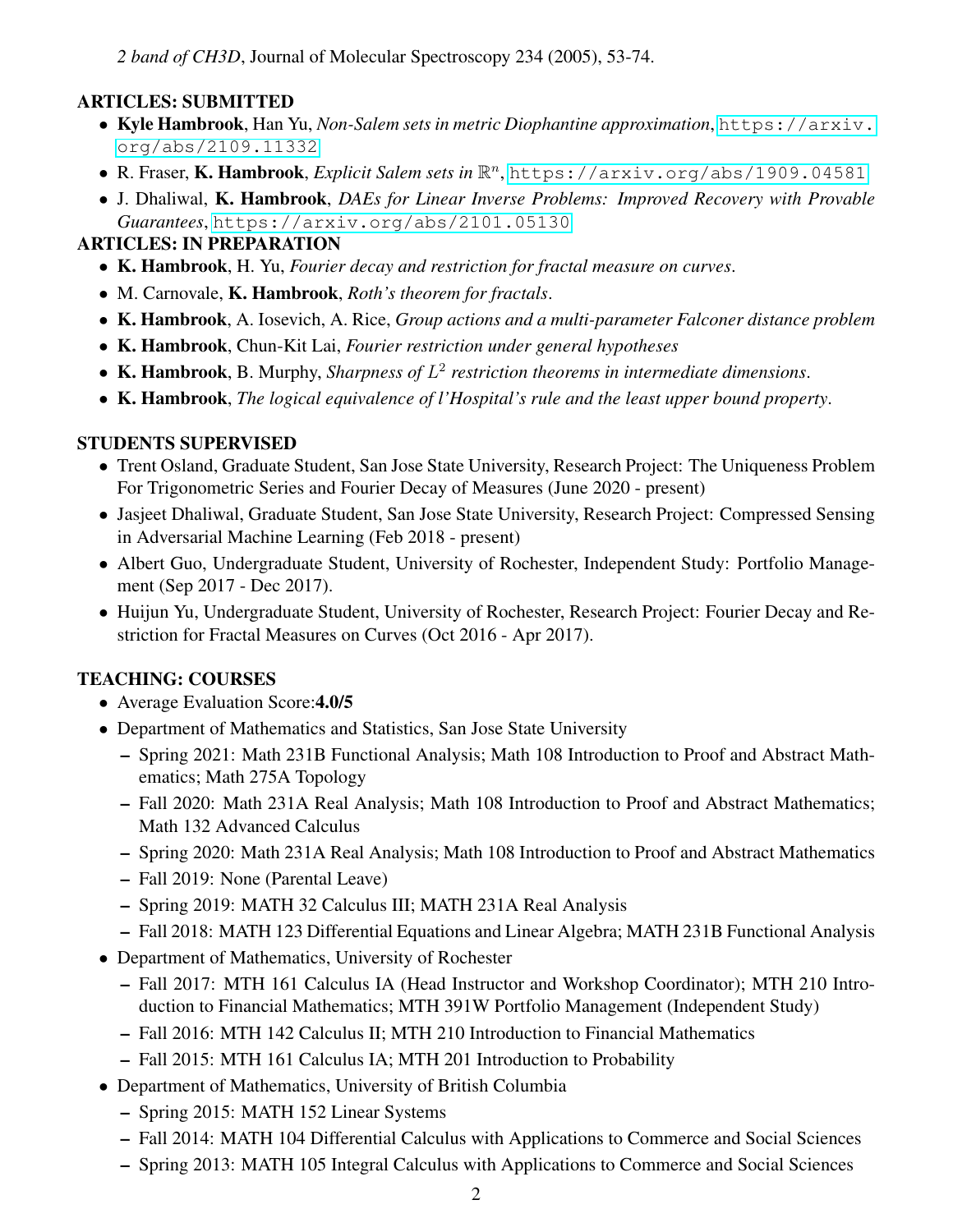*2 band of CH3D*, Journal of Molecular Spectroscopy 234 (2005), 53-74.

## ARTICLES: SUBMITTED

- **Kyle Hambrook**, Han Yu, *Non-Salem sets in metric Diophantine approximation*, https://arxiv.org/abs/2109.11332
- R. Fraser, **K. Hambrook**, *Explicit Salem sets in* $\mathbb{R}^n$, https://arxiv.org/abs/1909.04581
- J. Dhaliwal, **K. Hambrook**, *DAEs for Linear Inverse Problems: Improved Recovery with Provable Guarantees*, https://arxiv.org/abs/2101.05130

## ARTICLES: IN PREPARATION

- **K. Hambrook**, H. Yu, *Fourier decay and restriction for fractal measure on curves*.
- M. Carnovale, **K. Hambrook**, *Roth's theorem for fractals*.
- **K. Hambrook**, A. Iosevich, A. Rice, *Group actions and a multi-parameter Falconer distance problem*
- **K. Hambrook**, Chun-Kit Lai, *Fourier restriction under general hypotheses*
- **K. Hambrook**, B. Murphy, *Sharpness of* $L^2$ *restriction theorems in intermediate dimensions*.
- **K. Hambrook**, *The logical equivalence of l'Hospital's rule and the least upper bound property*.

## STUDENTS SUPERVISED

- Trent Osland, Graduate Student, San Jose State University, Research Project: The Uniqueness Problem For Trigonometric Series and Fourier Decay of Measures (June 2020 - present)
- Jasjeet Dhaliwal, Graduate Student, San Jose State University, Research Project: Compressed Sensing in Adversarial Machine Learning (Feb 2018 - present)
- Albert Guo, Undergraduate Student, University of Rochester, Independent Study: Portfolio Management (Sep 2017 - Dec 2017).
- Huijun Yu, Undergraduate Student, University of Rochester, Research Project: Fourier Decay and Restriction for Fractal Measures on Curves (Oct 2016 - Apr 2017).

## TEACHING: COURSES

- Average Evaluation Score:**4.0/5**
- Department of Mathematics and Statistics, San Jose State University
  - Spring 2021: Math 231B Functional Analysis; Math 108 Introduction to Proof and Abstract Mathematics; Math 275A Topology
  - Fall 2020: Math 231A Real Analysis; Math 108 Introduction to Proof and Abstract Mathematics; Math 132 Advanced Calculus
  - Spring 2020: Math 231A Real Analysis; Math 108 Introduction to Proof and Abstract Mathematics
  - Fall 2019: None (Parental Leave)
  - Spring 2019: MATH 32 Calculus III; MATH 231A Real Analysis
  - Fall 2018: MATH 123 Differential Equations and Linear Algebra; MATH 231B Functional Analysis
- Department of Mathematics, University of Rochester
  - Fall 2017: MTH 161 Calculus IA (Head Instructor and Workshop Coordinator); MTH 210 Introduction to Financial Mathematics; MTH 391W Portfolio Management (Independent Study)
  - Fall 2016: MTH 142 Calculus II; MTH 210 Introduction to Financial Mathematics
  - Fall 2015: MTH 161 Calculus IA; MTH 201 Introduction to Probability
- Department of Mathematics, University of British Columbia
  - Spring 2015: MATH 152 Linear Systems
  - Fall 2014: MATH 104 Differential Calculus with Applications to Commerce and Social Sciences
  - Spring 2013: MATH 105 Integral Calculus with Applications to Commerce and Social Sciences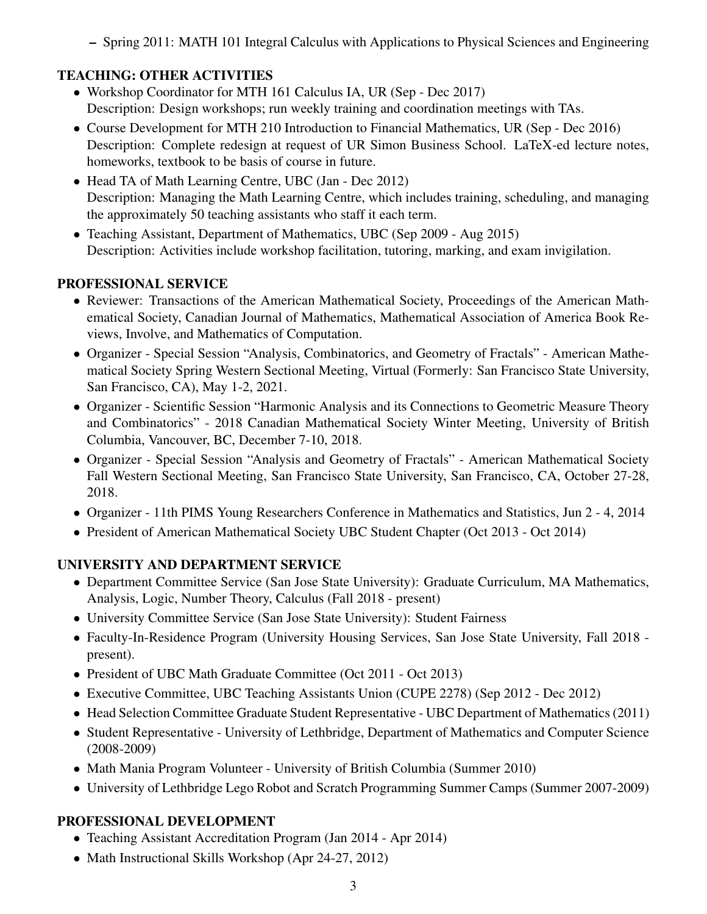- Spring 2011: MATH 101 Integral Calculus with Applications to Physical Sciences and Engineering

## TEACHING: OTHER ACTIVITIES

- Workshop Coordinator for MTH 161 Calculus IA, UR (Sep - Dec 2017)
  Description: Design workshops; run weekly training and coordination meetings with TAs.
- Course Development for MTH 210 Introduction to Financial Mathematics, UR (Sep - Dec 2016)
  Description: Complete redesign at request of UR Simon Business School. LaTeX-ed lecture notes, homeworks, textbook to be basis of course in future.
- Head TA of Math Learning Centre, UBC (Jan - Dec 2012)
  Description: Managing the Math Learning Centre, which includes training, scheduling, and managing the approximately 50 teaching assistants who staff it each term.
- Teaching Assistant, Department of Mathematics, UBC (Sep 2009 - Aug 2015)
  Description: Activities include workshop facilitation, tutoring, marking, and exam invigilation.

## PROFESSIONAL SERVICE

- Reviewer: Transactions of the American Mathematical Society, Proceedings of the American Mathematical Society, Canadian Journal of Mathematics, Mathematical Association of America Book Reviews, Involve, and Mathematics of Computation.
- Organizer - Special Session "Analysis, Combinatorics, and Geometry of Fractals" - American Mathematical Society Spring Western Sectional Meeting, Virtual (Formerly: San Francisco State University, San Francisco, CA), May 1-2, 2021.
- Organizer - Scientific Session "Harmonic Analysis and its Connections to Geometric Measure Theory and Combinatorics" - 2018 Canadian Mathematical Society Winter Meeting, University of British Columbia, Vancouver, BC, December 7-10, 2018.
- Organizer - Special Session "Analysis and Geometry of Fractals" - American Mathematical Society Fall Western Sectional Meeting, San Francisco State University, San Francisco, CA, October 27-28, 2018.
- Organizer - 11th PIMS Young Researchers Conference in Mathematics and Statistics, Jun 2 - 4, 2014
- President of American Mathematical Society UBC Student Chapter (Oct 2013 - Oct 2014)

## UNIVERSITY AND DEPARTMENT SERVICE

- Department Committee Service (San Jose State University): Graduate Curriculum, MA Mathematics, Analysis, Logic, Number Theory, Calculus (Fall 2018 - present)
- University Committee Service (San Jose State University): Student Fairness
- Faculty-In-Residence Program (University Housing Services, San Jose State University, Fall 2018 - present).
- President of UBC Math Graduate Committee (Oct 2011 - Oct 2013)
- Executive Committee, UBC Teaching Assistants Union (CUPE 2278) (Sep 2012 - Dec 2012)
- Head Selection Committee Graduate Student Representative - UBC Department of Mathematics (2011)
- Student Representative - University of Lethbridge, Department of Mathematics and Computer Science (2008-2009)
- Math Mania Program Volunteer - University of British Columbia (Summer 2010)
- University of Lethbridge Lego Robot and Scratch Programming Summer Camps (Summer 2007-2009)

## PROFESSIONAL DEVELOPMENT

- Teaching Assistant Accreditation Program (Jan 2014 - Apr 2014)
- Math Instructional Skills Workshop (Apr 24-27, 2012)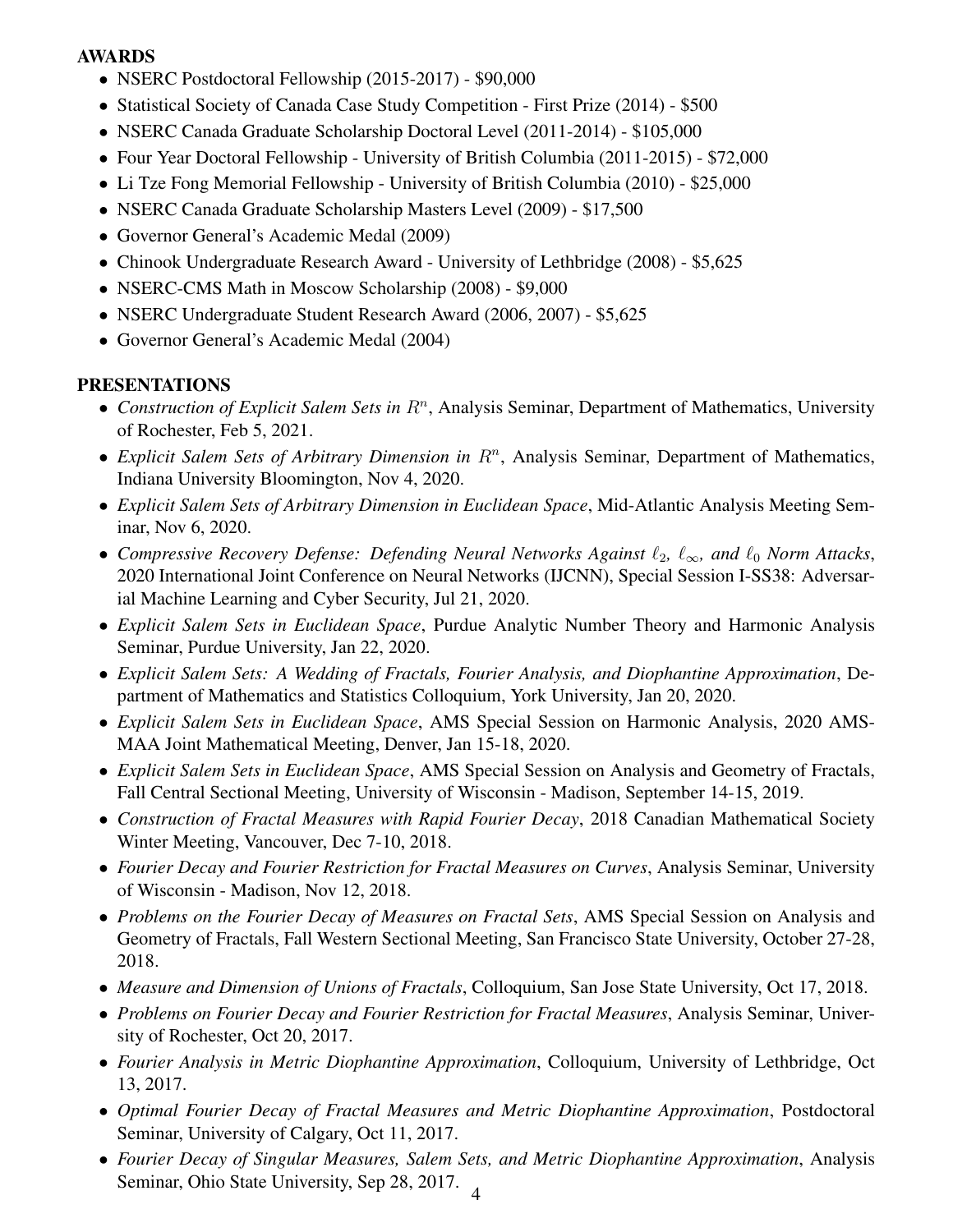## AWARDS

- NSERC Postdoctoral Fellowship (2015-2017) - $90,000
- Statistical Society of Canada Case Study Competition - First Prize (2014) - $500
- NSERC Canada Graduate Scholarship Doctoral Level (2011-2014) - $105,000
- Four Year Doctoral Fellowship - University of British Columbia (2011-2015) - $72,000
- Li Tze Fong Memorial Fellowship - University of British Columbia (2010) - $25,000
- NSERC Canada Graduate Scholarship Masters Level (2009) - $17,500
- Governor General's Academic Medal (2009)
- Chinook Undergraduate Research Award - University of Lethbridge (2008) - $5,625
- NSERC-CMS Math in Moscow Scholarship (2008) - $9,000
- NSERC Undergraduate Student Research Award (2006, 2007) - $5,625
- Governor General's Academic Medal (2004)

## PRESENTATIONS

- *Construction of Explicit Salem Sets in $R^n$*, Analysis Seminar, Department of Mathematics, University of Rochester, Feb 5, 2021.
- *Explicit Salem Sets of Arbitrary Dimension in $R^n$*, Analysis Seminar, Department of Mathematics, Indiana University Bloomington, Nov 4, 2020.
- *Explicit Salem Sets of Arbitrary Dimension in Euclidean Space*, Mid-Atlantic Analysis Meeting Seminar, Nov 6, 2020.
- *Compressive Recovery Defense: Defending Neural Networks Against $\ell_2$, $\ell_\infty$, and $\ell_0$ Norm Attacks*, 2020 International Joint Conference on Neural Networks (IJCNN), Special Session I-SS38: Adversarial Machine Learning and Cyber Security, Jul 21, 2020.
- *Explicit Salem Sets in Euclidean Space*, Purdue Analytic Number Theory and Harmonic Analysis Seminar, Purdue University, Jan 22, 2020.
- *Explicit Salem Sets: A Wedding of Fractals, Fourier Analysis, and Diophantine Approximation*, Department of Mathematics and Statistics Colloquium, York University, Jan 20, 2020.
- *Explicit Salem Sets in Euclidean Space*, AMS Special Session on Harmonic Analysis, 2020 AMS-MAA Joint Mathematical Meeting, Denver, Jan 15-18, 2020.
- *Explicit Salem Sets in Euclidean Space*, AMS Special Session on Analysis and Geometry of Fractals, Fall Central Sectional Meeting, University of Wisconsin - Madison, September 14-15, 2019.
- *Construction of Fractal Measures with Rapid Fourier Decay*, 2018 Canadian Mathematical Society Winter Meeting, Vancouver, Dec 7-10, 2018.
- *Fourier Decay and Fourier Restriction for Fractal Measures on Curves*, Analysis Seminar, University of Wisconsin - Madison, Nov 12, 2018.
- *Problems on the Fourier Decay of Measures on Fractal Sets*, AMS Special Session on Analysis and Geometry of Fractals, Fall Western Sectional Meeting, San Francisco State University, October 27-28, 2018.
- *Measure and Dimension of Unions of Fractals*, Colloquium, San Jose State University, Oct 17, 2018.
- *Problems on Fourier Decay and Fourier Restriction for Fractal Measures*, Analysis Seminar, University of Rochester, Oct 20, 2017.
- *Fourier Analysis in Metric Diophantine Approximation*, Colloquium, University of Lethbridge, Oct 13, 2017.
- *Optimal Fourier Decay of Fractal Measures and Metric Diophantine Approximation*, Postdoctoral Seminar, University of Calgary, Oct 11, 2017.
- *Fourier Decay of Singular Measures, Salem Sets, and Metric Diophantine Approximation*, Analysis Seminar, Ohio State University, Sep 28, 2017.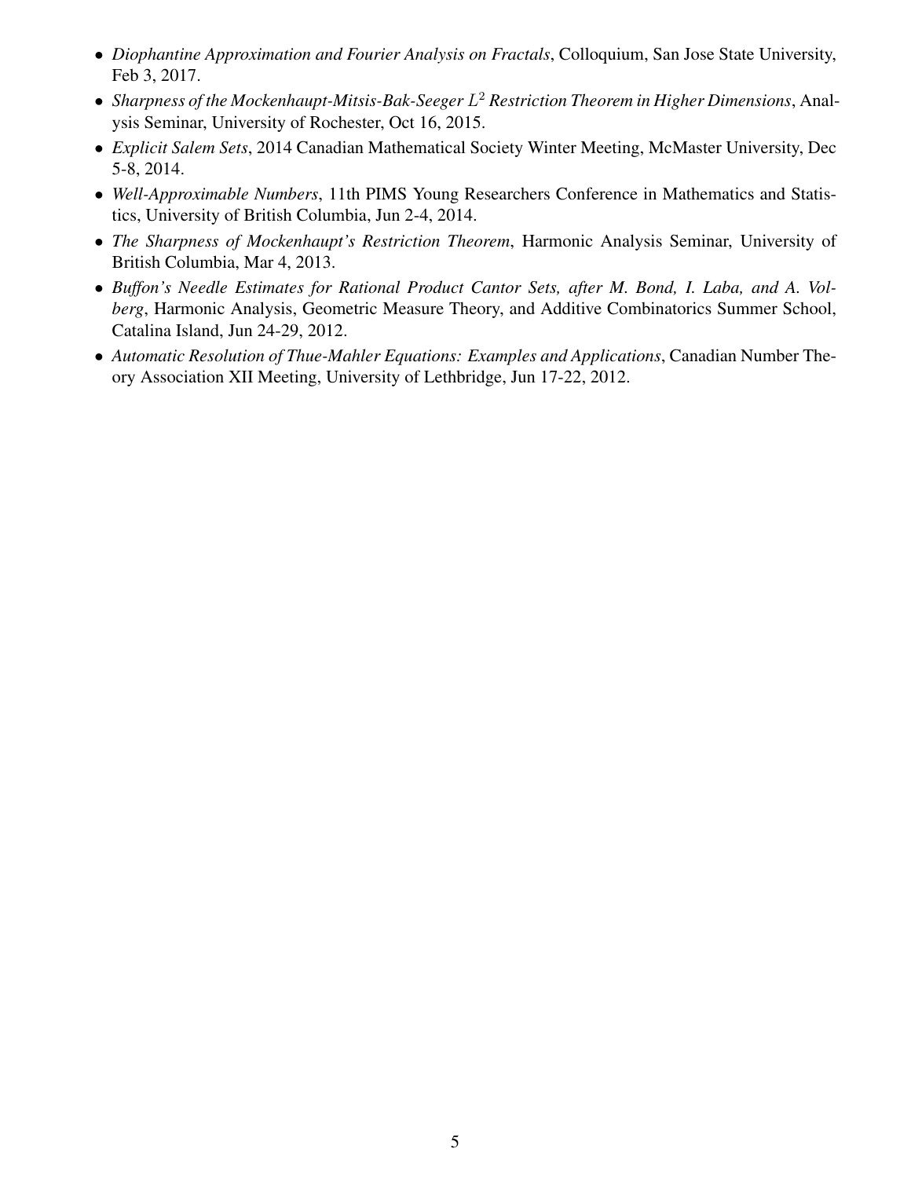- *Diophantine Approximation and Fourier Analysis on Fractals*, Colloquium, San Jose State University, Feb 3, 2017.
- *Sharpness of the Mockenhaupt-Mitsis-Bak-Seeger $L^2$ Restriction Theorem in Higher Dimensions*, Analysis Seminar, University of Rochester, Oct 16, 2015.
- *Explicit Salem Sets*, 2014 Canadian Mathematical Society Winter Meeting, McMaster University, Dec 5-8, 2014.
- *Well-Approximable Numbers*, 11th PIMS Young Researchers Conference in Mathematics and Statistics, University of British Columbia, Jun 2-4, 2014.
- *The Sharpness of Mockenhaupt's Restriction Theorem*, Harmonic Analysis Seminar, University of British Columbia, Mar 4, 2013.
- *Buffon's Needle Estimates for Rational Product Cantor Sets, after M. Bond, I. Laba, and A. Volberg*, Harmonic Analysis, Geometric Measure Theory, and Additive Combinatorics Summer School, Catalina Island, Jun 24-29, 2012.
- *Automatic Resolution of Thue-Mahler Equations: Examples and Applications*, Canadian Number Theory Association XII Meeting, University of Lethbridge, Jun 17-22, 2012.